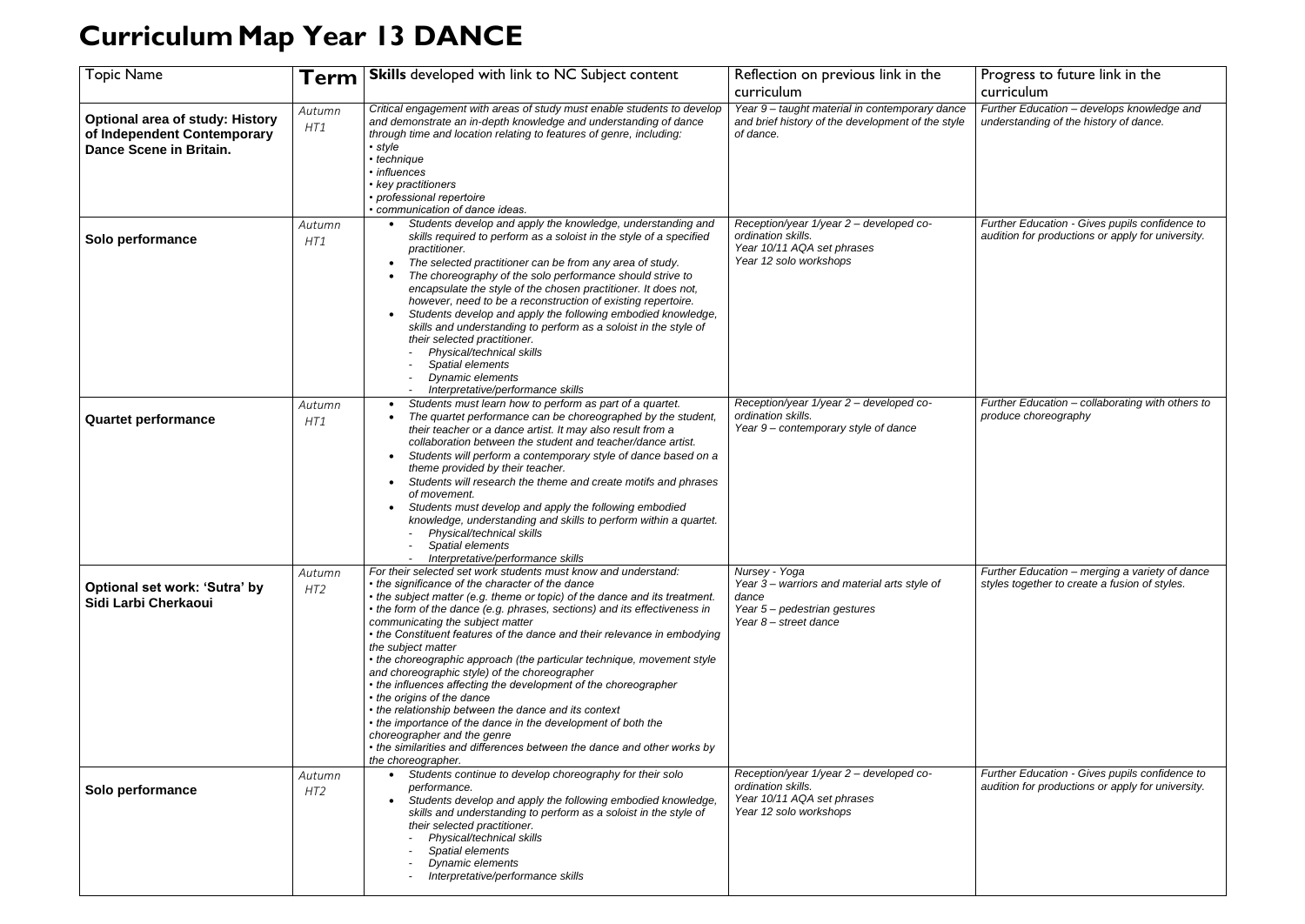# Curriculum Map Year 13 DANCE

| Topic Name | Term | **Skills** developed with link to NC Subject content | Reflection on previous link in the curriculum | Progress to future link in the curriculum |
|---|---|---|---|---|
| **Optional area of study: History of Independent Contemporary Dance Scene in Britain.** | *Autumn HT1* | *Critical engagement with areas of study must enable students to develop and demonstrate an in-depth knowledge and understanding of dance through time and location relating to features of genre, including:*<br>*• style*<br>*• technique*<br>*• influences*<br>*• key practitioners*<br>*• professional repertoire*<br>*• communication of dance ideas.* | *Year 9 – taught material in contemporary dance and brief history of the development of the style of dance.* | *Further Education – develops knowledge and understanding of the history of dance.* |
| **Solo performance** | *Autumn HT1* | • *Students develop and apply the knowledge, understanding and skills required to perform as a soloist in the style of a specified practitioner.*<br>• *The selected practitioner can be from any area of study.*<br>• *The choreography of the solo performance should strive to encapsulate the style of the chosen practitioner. It does not, however, need to be a reconstruction of existing repertoire.*<br>• *Students develop and apply the following embodied knowledge, skills and understanding to perform as a soloist in the style of their selected practitioner.*<br>- *Physical/technical skills*<br>- *Spatial elements*<br>- *Dynamic elements*<br>- *Interpretative/performance skills* | *Reception/year 1/year 2 – developed co-ordination skills.*<br>*Year 10/11 AQA set phrases*<br>*Year 12 solo workshops* | *Further Education - Gives pupils confidence to audition for productions or apply for university.* |
| **Quartet performance** | *Autumn HT1* | • *Students must learn how to perform as part of a quartet.*<br>• *The quartet performance can be choreographed by the student, their teacher or a dance artist. It may also result from a collaboration between the student and teacher/dance artist.*<br>• *Students will perform a contemporary style of dance based on a theme provided by their teacher.*<br>• *Students will research the theme and create motifs and phrases of movement.*<br>• *Students must develop and apply the following embodied knowledge, understanding and skills to perform within a quartet.*<br>- *Physical/technical skills*<br>- *Spatial elements*<br>- *Interpretative/performance skills* | *Reception/year 1/year 2 – developed co-ordination skills.*<br>*Year 9 – contemporary style of dance* | *Further Education – collaborating with others to produce choreography* |
| **Optional set work: 'Sutra' by Sidi Larbi Cherkaoui** | *Autumn HT2* | *For their selected set work students must know and understand:*<br>*• the significance of the character of the dance*<br>*• the subject matter (e.g. theme or topic) of the dance and its treatment.*<br>*• the form of the dance (e.g. phrases, sections) and its effectiveness in communicating the subject matter*<br>*• the Constituent features of the dance and their relevance in embodying the subject matter*<br>*• the choreographic approach (the particular technique, movement style and choreographic style) of the choreographer*<br>*• the influences affecting the development of the choreographer*<br>*• the origins of the dance*<br>*• the relationship between the dance and its context*<br>*• the importance of the dance in the development of both the choreographer and the genre*<br>*• the similarities and differences between the dance and other works by the choreographer.* | *Nursey - Yoga*<br>*Year 3 – warriors and material arts style of dance*<br>*Year 5 – pedestrian gestures*<br>*Year 8 – street dance* | *Further Education – merging a variety of dance styles together to create a fusion of styles.* |
| **Solo performance** | *Autumn HT2* | • *Students continue to develop choreography for their solo performance.*<br>• *Students develop and apply the following embodied knowledge, skills and understanding to perform as a soloist in the style of their selected practitioner.*<br>- *Physical/technical skills*<br>- *Spatial elements*<br>- *Dynamic elements*<br>- *Interpretative/performance skills* | *Reception/year 1/year 2 – developed co-ordination skills.*<br>*Year 10/11 AQA set phrases*<br>*Year 12 solo workshops* | *Further Education - Gives pupils confidence to audition for productions or apply for university.* |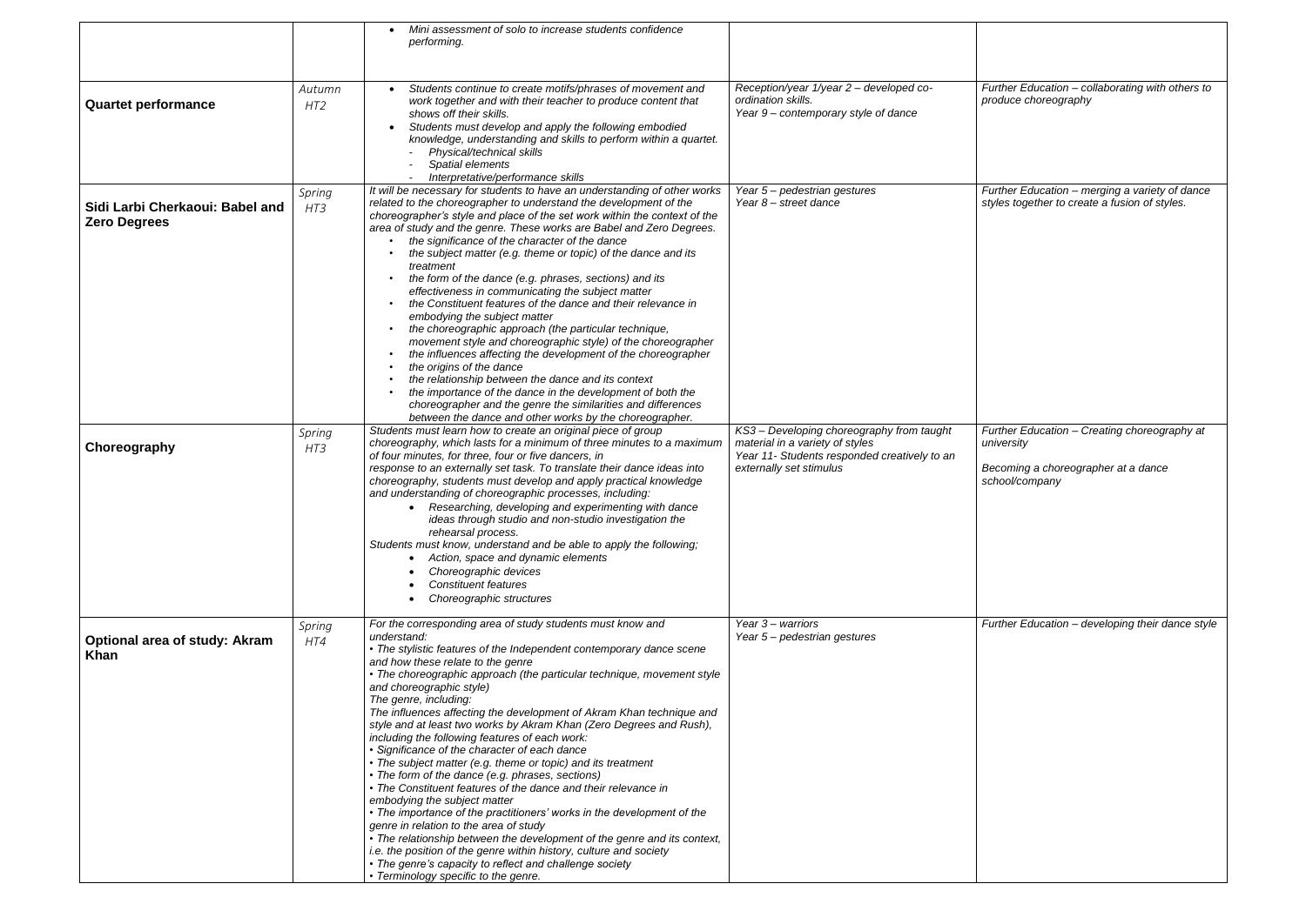| | | | | |
|---|---|---|---|---|
| | | • *Mini assessment of solo to increase students confidence performing.* | | |
| **Quartet performance** | *Autumn HT2* | • *Students continue to create motifs/phrases of movement and work together and with their teacher to produce content that shows off their skills.*<br>• *Students must develop and apply the following embodied knowledge, understanding and skills to perform within a quartet.*<br>- *Physical/technical skills*<br>- *Spatial elements*<br>- *Interpretative/performance skills* | *Reception/year 1/year 2 – developed co-ordination skills.*<br>*Year 9 – contemporary style of dance* | *Further Education – collaborating with others to produce choreography* |
| **Sidi Larbi Cherkaoui: Babel and Zero Degrees** | *Spring HT3* | *It will be necessary for students to have an understanding of other works related to the choreographer to understand the development of the choreographer's style and place of the set work within the context of the area of study and the genre. These works are Babel and Zero Degrees.*<br>• *the significance of the character of the dance*<br>• *the subject matter (e.g. theme or topic) of the dance and its treatment*<br>• *the form of the dance (e.g. phrases, sections) and its effectiveness in communicating the subject matter*<br>• *the Constituent features of the dance and their relevance in embodying the subject matter*<br>• *the choreographic approach (the particular technique, movement style and choreographic style) of the choreographer*<br>• *the influences affecting the development of the choreographer*<br>• *the origins of the dance*<br>• *the relationship between the dance and its context*<br>• *the importance of the dance in the development of both the choreographer and the genre the similarities and differences between the dance and other works by the choreographer.* | *Year 5 – pedestrian gestures*<br>*Year 8 – street dance* | *Further Education – merging a variety of dance styles together to create a fusion of styles.* |
| **Choreography** | *Spring HT3* | *Students must learn how to create an original piece of group choreography, which lasts for a minimum of three minutes to a maximum of four minutes, for three, four or five dancers, in response to an externally set task. To translate their dance ideas into choreography, students must develop and apply practical knowledge and understanding of choreographic processes, including:*<br>• *Researching, developing and experimenting with dance ideas through studio and non-studio investigation the rehearsal process.*<br>*Students must know, understand and be able to apply the following;*<br>• *Action, space and dynamic elements*<br>• *Choreographic devices*<br>• *Constituent features*<br>• *Choreographic structures* | *KS3 – Developing choreography from taught material in a variety of styles*<br>*Year 11- Students responded creatively to an externally set stimulus* | *Further Education – Creating choreography at university*<br><br>*Becoming a choreographer at a dance school/company* |
| **Optional area of study: Akram Khan** | *Spring HT4* | *For the corresponding area of study students must know and understand:*<br>*• The stylistic features of the Independent contemporary dance scene and how these relate to the genre*<br>*• The choreographic approach (the particular technique, movement style and choreographic style)*<br>*The genre, including:*<br>*The influences affecting the development of Akram Khan technique and style and at least two works by Akram Khan (Zero Degrees and Rush), including the following features of each work:*<br>*• Significance of the character of each dance*<br>*• The subject matter (e.g. theme or topic) and its treatment*<br>*• The form of the dance (e.g. phrases, sections)*<br>*• The Constituent features of the dance and their relevance in embodying the subject matter*<br>*• The importance of the practitioners' works in the development of the genre in relation to the area of study*<br>*• The relationship between the development of the genre and its context, i.e. the position of the genre within history, culture and society*<br>*• The genre's capacity to reflect and challenge society*<br>*• Terminology specific to the genre.* | *Year 3 – warriors*<br>*Year 5 – pedestrian gestures* | *Further Education – developing their dance style* |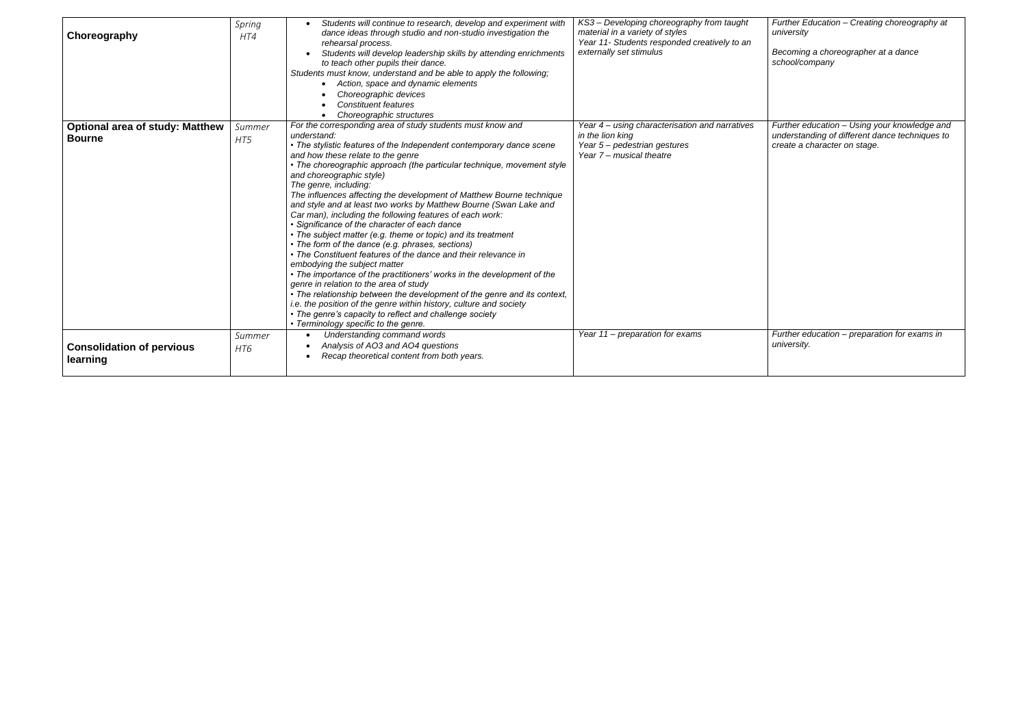| | | | | |
|---|---|---|---|---|
| **Choreography** | *Spring HT4* | • *Students will continue to research, develop and experiment with dance ideas through studio and non-studio investigation the rehearsal process.*<br>• *Students will develop leadership skills by attending enrichments to teach other pupils their dance.*<br>*Students must know, understand and be able to apply the following;*<br>• *Action, space and dynamic elements*<br>• *Choreographic devices*<br>• *Constituent features*<br>• *Choreographic structures* | *KS3 – Developing choreography from taught material in a variety of styles*<br>*Year 11- Students responded creatively to an externally set stimulus* | *Further Education – Creating choreography at university*<br><br>*Becoming a choreographer at a dance school/company* |
| **Optional area of study: Matthew Bourne** | *Summer HT5* | *For the corresponding area of study students must know and understand:*<br>*• The stylistic features of the Independent contemporary dance scene and how these relate to the genre*<br>*• The choreographic approach (the particular technique, movement style and choreographic style)*<br>*The genre, including:*<br>*The influences affecting the development of Matthew Bourne technique and style and at least two works by Matthew Bourne (Swan Lake and Car man), including the following features of each work:*<br>*• Significance of the character of each dance*<br>*• The subject matter (e.g. theme or topic) and its treatment*<br>*• The form of the dance (e.g. phrases, sections)*<br>*• The Constituent features of the dance and their relevance in embodying the subject matter*<br>*• The importance of the practitioners' works in the development of the genre in relation to the area of study*<br>*• The relationship between the development of the genre and its context, i.e. the position of the genre within history, culture and society*<br>*• The genre's capacity to reflect and challenge society*<br>*• Terminology specific to the genre.* | *Year 4 – using characterisation and narratives in the lion king*<br>*Year 5 – pedestrian gestures*<br>*Year 7 – musical theatre* | *Further education – Using your knowledge and understanding of different dance techniques to create a character on stage.* |
| **Consolidation of pervious learning** | *Summer HT6* | • *Understanding command words*<br>• *Analysis of AO3 and AO4 questions*<br>• *Recap theoretical content from both years.* | *Year 11 – preparation for exams* | *Further education – preparation for exams in university.* |